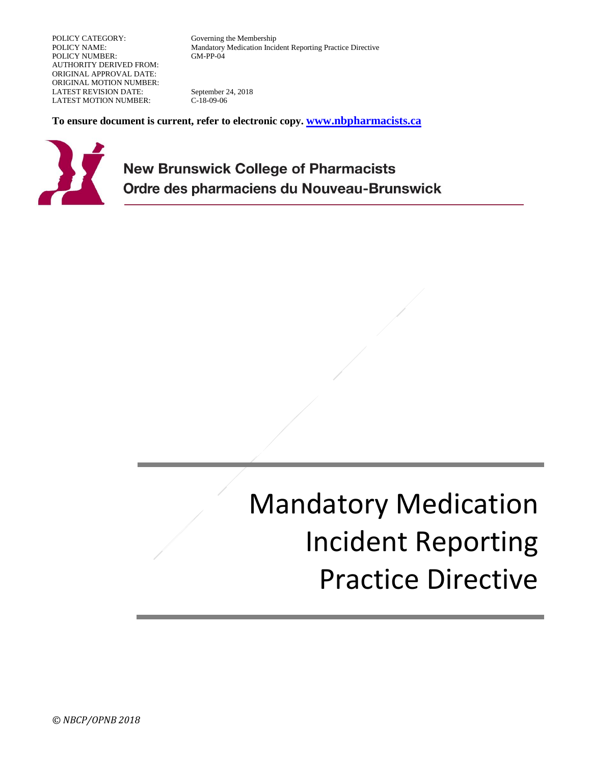| | |
|---|---|
| POLICY CATEGORY: | Governing the Membership |
| POLICY NAME: | Mandatory Medication Incident Reporting Practice Directive |
| POLICY NUMBER: | GM-PP-04 |
| AUTHORITY DERIVED FROM: | |
| ORIGINAL APPROVAL DATE: | |
| ORIGINAL MOTION NUMBER: | |
| LATEST REVISION DATE: | September 24, 2018 |
| LATEST MOTION NUMBER: | C-18-09-06 |

**To ensure document is current, refer to electronic copy. [www.nbpharmacists.ca](http://www.nbpharmacists.ca)**

**New Brunswick College of Pharmacists**
**Ordre des pharmaciens du Nouveau-Brunswick**

# Mandatory Medication Incident Reporting Practice Directive

*© NBCP/OPNB 2018*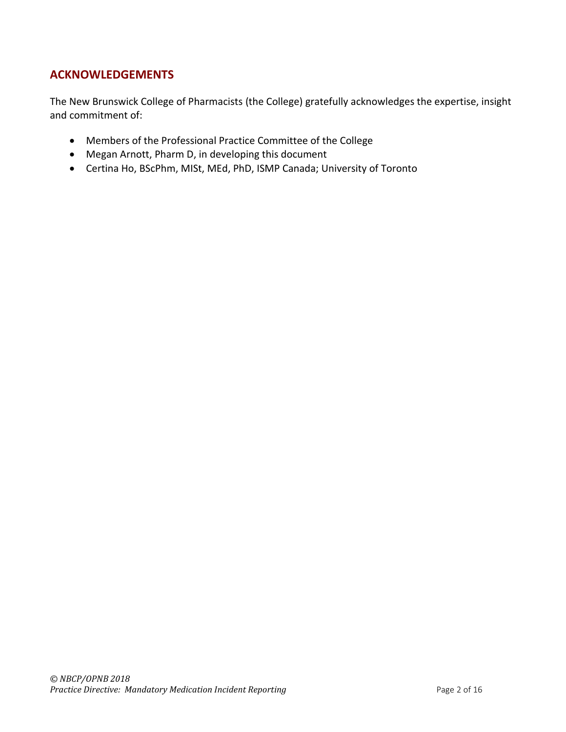## ACKNOWLEDGEMENTS

The New Brunswick College of Pharmacists (the College) gratefully acknowledges the expertise, insight and commitment of:

- Members of the Professional Practice Committee of the College
- Megan Arnott, Pharm D, in developing this document
- Certina Ho, BScPhm, MISt, MEd, PhD, ISMP Canada; University of Toronto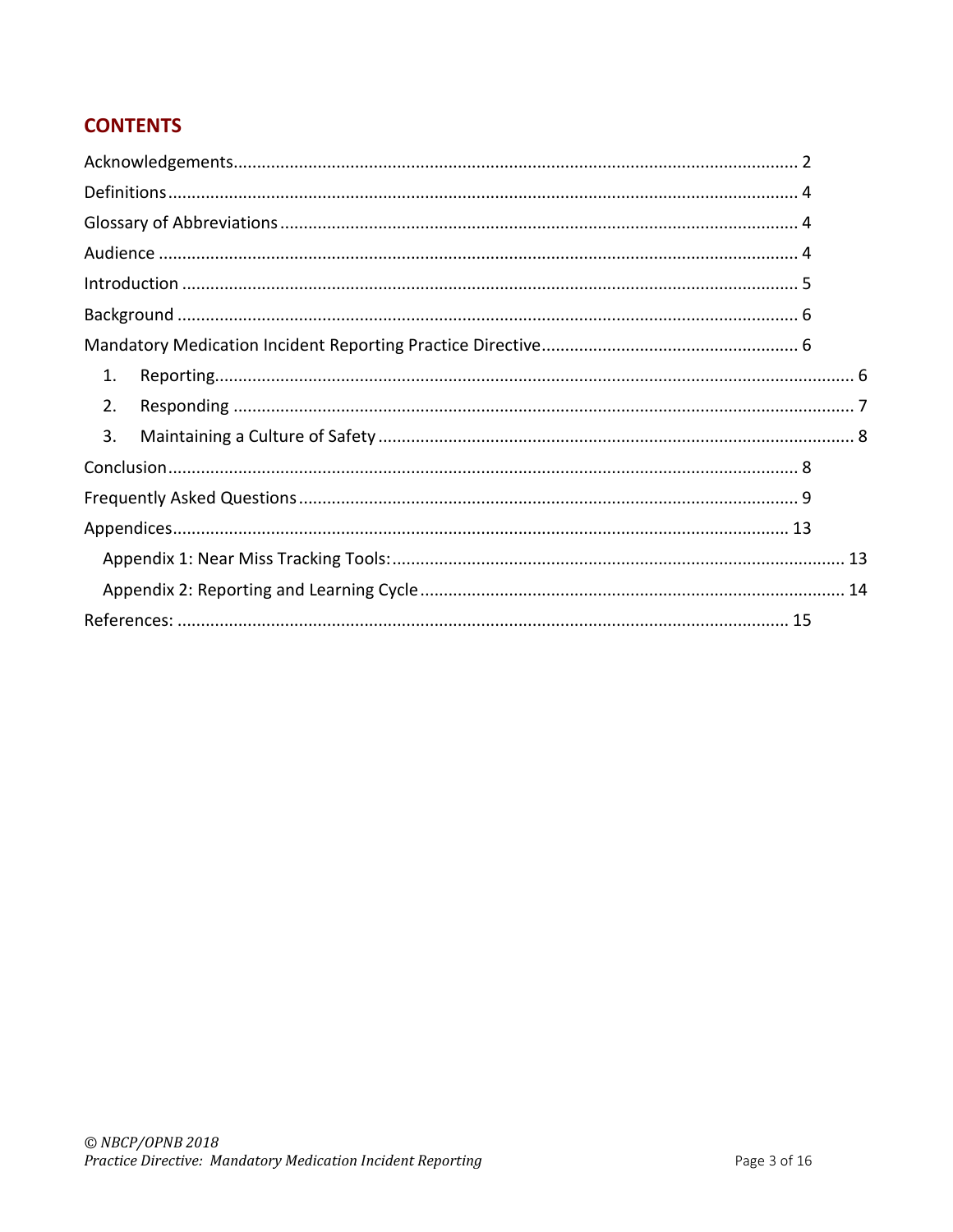## CONTENTS

Acknowledgements........................................................................................................ 2
Definitions..................................................................................................................... 4
Glossary of Abbreviations............................................................................................. 4
Audience ....................................................................................................................... 4
Introduction .................................................................................................................. 5
Background ................................................................................................................... 6
Mandatory Medication Incident Reporting Practice Directive...................................... 6

1. Reporting........................................................................................................... 6
2. Responding ....................................................................................................... 7
3. Maintaining a Culture of Safety ....................................................................... 8

Conclusion..................................................................................................................... 8
Frequently Asked Questions.......................................................................................... 9
Appendices................................................................................................................... 13

- Appendix 1: Near Miss Tracking Tools:.................................................................... 13
- Appendix 2: Reporting and Learning Cycle .............................................................. 14

References: .................................................................................................................. 15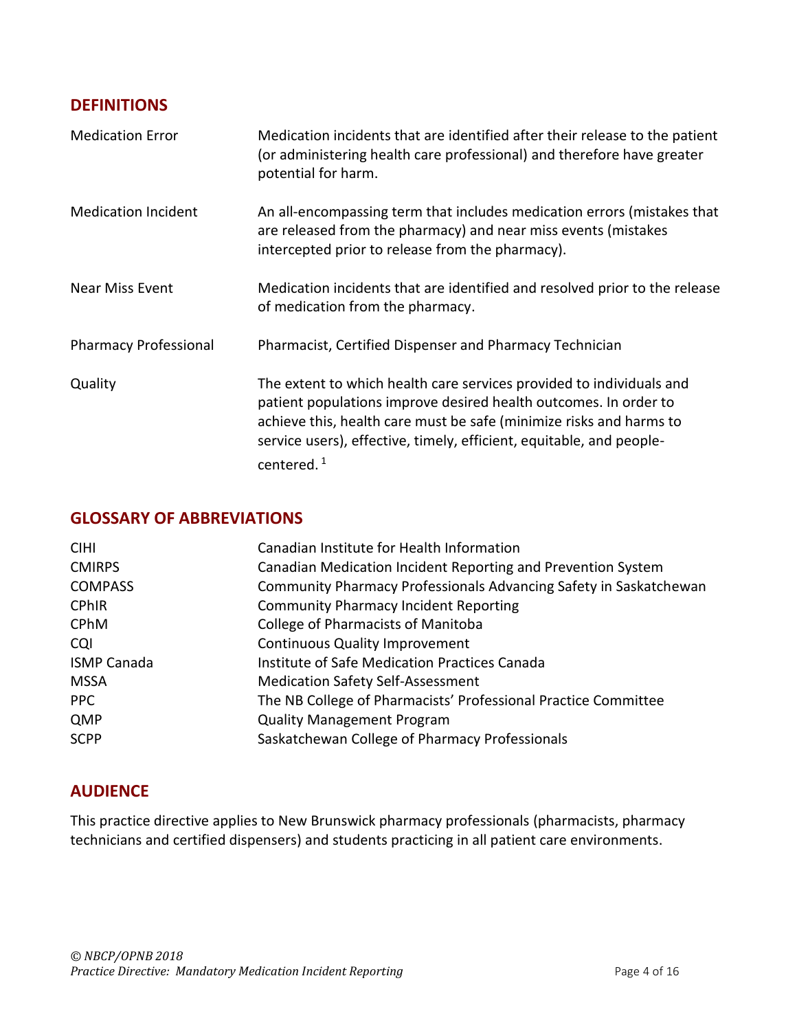## DEFINITIONS

| | |
|---|---|
| Medication Error | Medication incidents that are identified after their release to the patient (or administering health care professional) and therefore have greater potential for harm. |
| Medication Incident | An all-encompassing term that includes medication errors (mistakes that are released from the pharmacy) and near miss events (mistakes intercepted prior to release from the pharmacy). |
| Near Miss Event | Medication incidents that are identified and resolved prior to the release of medication from the pharmacy. |
| Pharmacy Professional | Pharmacist, Certified Dispenser and Pharmacy Technician |
| Quality | The extent to which health care services provided to individuals and patient populations improve desired health outcomes. In order to achieve this, health care must be safe (minimize risks and harms to service users), effective, timely, efficient, equitable, and people-centered. [1] |

## GLOSSARY OF ABBREVIATIONS

| | |
|---|---|
| CIHI | Canadian Institute for Health Information |
| CMIRPS | Canadian Medication Incident Reporting and Prevention System |
| COMPASS | Community Pharmacy Professionals Advancing Safety in Saskatchewan |
| CPhIR | Community Pharmacy Incident Reporting |
| CPhM | College of Pharmacists of Manitoba |
| CQI | Continuous Quality Improvement |
| ISMP Canada | Institute of Safe Medication Practices Canada |
| MSSA | Medication Safety Self-Assessment |
| PPC | The NB College of Pharmacists' Professional Practice Committee |
| QMP | Quality Management Program |
| SCPP | Saskatchewan College of Pharmacy Professionals |

## AUDIENCE

This practice directive applies to New Brunswick pharmacy professionals (pharmacists, pharmacy technicians and certified dispensers) and students practicing in all patient care environments.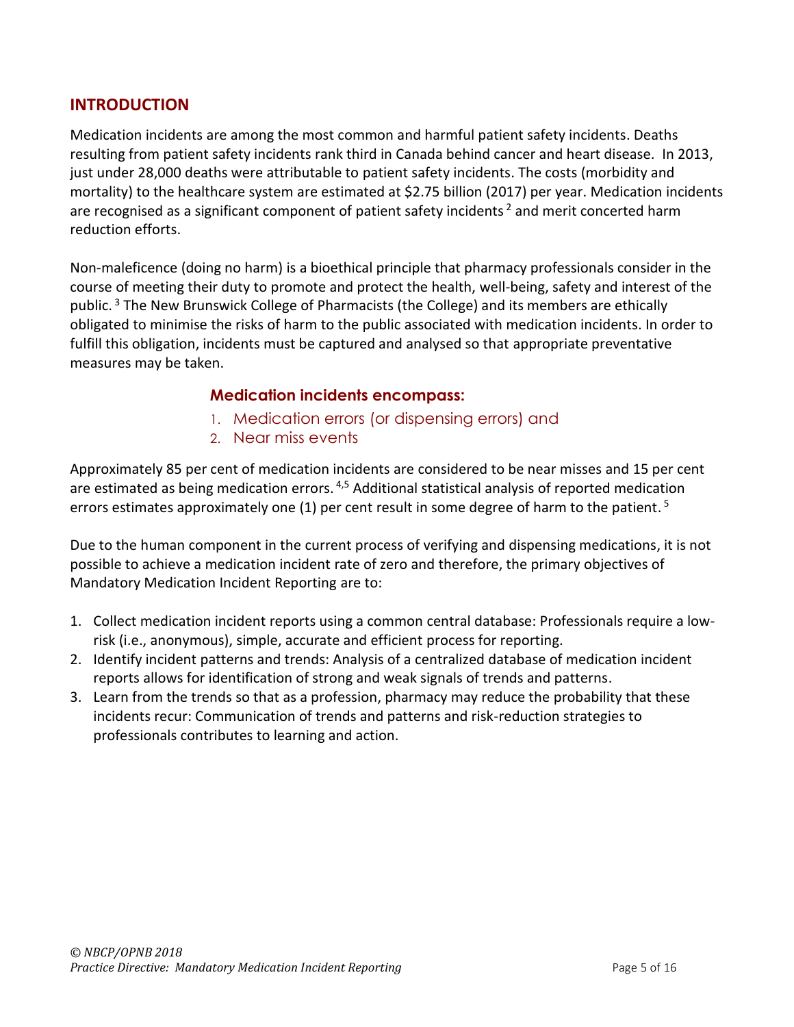## INTRODUCTION

Medication incidents are among the most common and harmful patient safety incidents. Deaths resulting from patient safety incidents rank third in Canada behind cancer and heart disease. In 2013, just under 28,000 deaths were attributable to patient safety incidents. The costs (morbidity and mortality) to the healthcare system are estimated at $2.75 billion (2017) per year. Medication incidents are recognised as a significant component of patient safety incidents [2] and merit concerted harm reduction efforts.

Non-maleficence (doing no harm) is a bioethical principle that pharmacy professionals consider in the course of meeting their duty to promote and protect the health, well-being, safety and interest of the public. [3] The New Brunswick College of Pharmacists (the College) and its members are ethically obligated to minimise the risks of harm to the public associated with medication incidents. In order to fulfill this obligation, incidents must be captured and analysed so that appropriate preventative measures may be taken.

### Medication incidents encompass:

1. Medication errors (or dispensing errors) and
2. Near miss events

Approximately 85 per cent of medication incidents are considered to be near misses and 15 per cent are estimated as being medication errors. [4,5] Additional statistical analysis of reported medication errors estimates approximately one (1) per cent result in some degree of harm to the patient. [5]

Due to the human component in the current process of verifying and dispensing medications, it is not possible to achieve a medication incident rate of zero and therefore, the primary objectives of Mandatory Medication Incident Reporting are to:

1. Collect medication incident reports using a common central database: Professionals require a low-risk (i.e., anonymous), simple, accurate and efficient process for reporting.
2. Identify incident patterns and trends: Analysis of a centralized database of medication incident reports allows for identification of strong and weak signals of trends and patterns.
3. Learn from the trends so that as a profession, pharmacy may reduce the probability that these incidents recur: Communication of trends and patterns and risk-reduction strategies to professionals contributes to learning and action.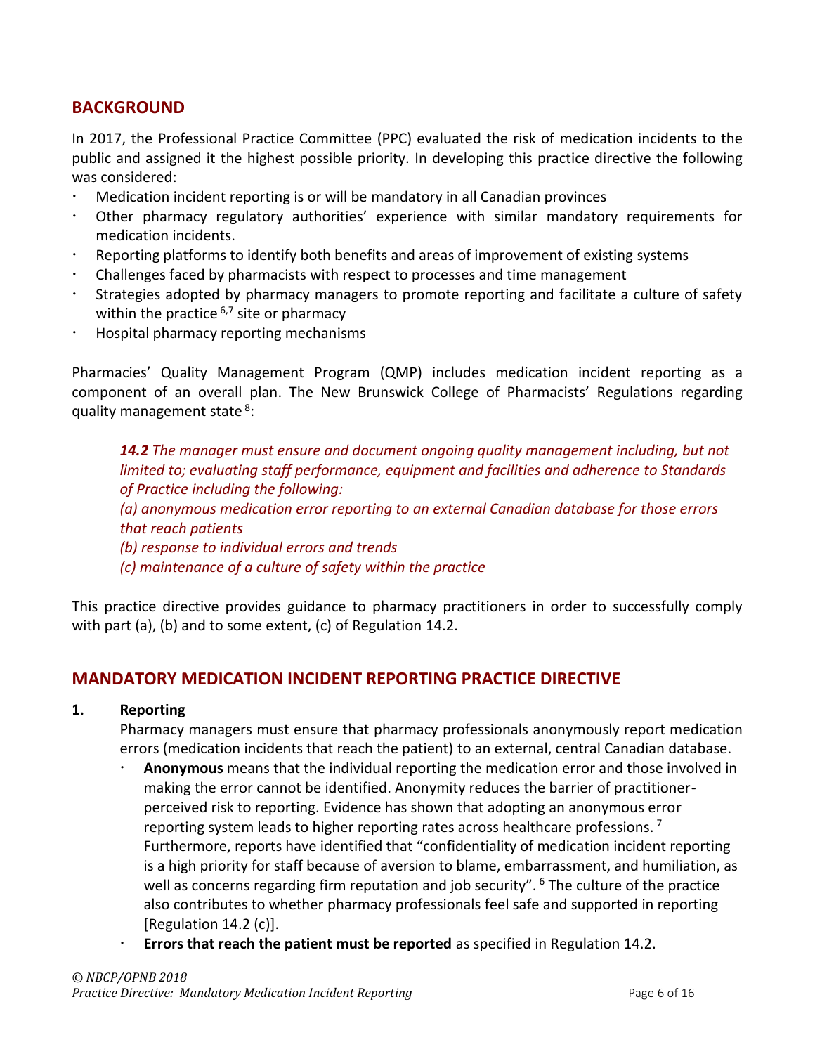## BACKGROUND

In 2017, the Professional Practice Committee (PPC) evaluated the risk of medication incidents to the public and assigned it the highest possible priority. In developing this practice directive the following was considered:

- Medication incident reporting is or will be mandatory in all Canadian provinces
- Other pharmacy regulatory authorities' experience with similar mandatory requirements for medication incidents.
- Reporting platforms to identify both benefits and areas of improvement of existing systems
- Challenges faced by pharmacists with respect to processes and time management
- Strategies adopted by pharmacy managers to promote reporting and facilitate a culture of safety within the practice [6,7] site or pharmacy
- Hospital pharmacy reporting mechanisms

Pharmacies' Quality Management Program (QMP) includes medication incident reporting as a component of an overall plan. The New Brunswick College of Pharmacists' Regulations regarding quality management state [8]:

> ***14.2*** *The manager must ensure and document ongoing quality management including, but not limited to; evaluating staff performance, equipment and facilities and adherence to Standards of Practice including the following:*
> *(a) anonymous medication error reporting to an external Canadian database for those errors that reach patients*
> *(b) response to individual errors and trends*
> *(c) maintenance of a culture of safety within the practice*

This practice directive provides guidance to pharmacy practitioners in order to successfully comply with part (a), (b) and to some extent, (c) of Regulation 14.2.

## MANDATORY MEDICATION INCIDENT REPORTING PRACTICE DIRECTIVE

**1. Reporting**

Pharmacy managers must ensure that pharmacy professionals anonymously report medication errors (medication incidents that reach the patient) to an external, central Canadian database.

- **Anonymous** means that the individual reporting the medication error and those involved in making the error cannot be identified. Anonymity reduces the barrier of practitioner-perceived risk to reporting. Evidence has shown that adopting an anonymous error reporting system leads to higher reporting rates across healthcare professions. [7] Furthermore, reports have identified that "confidentiality of medication incident reporting is a high priority for staff because of aversion to blame, embarrassment, and humiliation, as well as concerns regarding firm reputation and job security". [6] The culture of the practice also contributes to whether pharmacy professionals feel safe and supported in reporting [Regulation 14.2 (c)].
- **Errors that reach the patient must be reported** as specified in Regulation 14.2.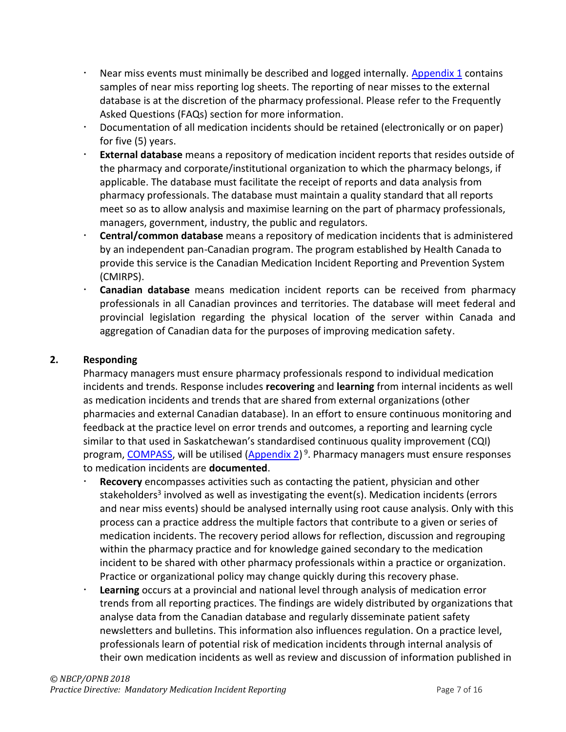- Near miss events must minimally be described and logged internally. [Appendix 1](#) contains samples of near miss reporting log sheets. The reporting of near misses to the external database is at the discretion of the pharmacy professional. Please refer to the Frequently Asked Questions (FAQs) section for more information.
- Documentation of all medication incidents should be retained (electronically or on paper) for five (5) years.
- **External database** means a repository of medication incident reports that resides outside of the pharmacy and corporate/institutional organization to which the pharmacy belongs, if applicable. The database must facilitate the receipt of reports and data analysis from pharmacy professionals. The database must maintain a quality standard that all reports meet so as to allow analysis and maximise learning on the part of pharmacy professionals, managers, government, industry, the public and regulators.
- **Central/common database** means a repository of medication incidents that is administered by an independent pan-Canadian program. The program established by Health Canada to provide this service is the Canadian Medication Incident Reporting and Prevention System (CMIRPS).
- **Canadian database** means medication incident reports can be received from pharmacy professionals in all Canadian provinces and territories. The database will meet federal and provincial legislation regarding the physical location of the server within Canada and aggregation of Canadian data for the purposes of improving medication safety.

## 2. Responding

Pharmacy managers must ensure pharmacy professionals respond to individual medication incidents and trends. Response includes **recovering** and **learning** from internal incidents as well as medication incidents and trends that are shared from external organizations (other pharmacies and external Canadian database). In an effort to ensure continuous monitoring and feedback at the practice level on error trends and outcomes, a reporting and learning cycle similar to that used in Saskatchewan's standardised continuous quality improvement (CQI) program, [COMPASS](#), will be utilised ([Appendix 2](#))[9]. Pharmacy managers must ensure responses to medication incidents are **documented**.

- **Recovery** encompasses activities such as contacting the patient, physician and other stakeholders[3] involved as well as investigating the event(s). Medication incidents (errors and near miss events) should be analysed internally using root cause analysis. Only with this process can a practice address the multiple factors that contribute to a given or series of medication incidents. The recovery period allows for reflection, discussion and regrouping within the pharmacy practice and for knowledge gained secondary to the medication incident to be shared with other pharmacy professionals within a practice or organization. Practice or organizational policy may change quickly during this recovery phase.
- **Learning** occurs at a provincial and national level through analysis of medication error trends from all reporting practices. The findings are widely distributed by organizations that analyse data from the Canadian database and regularly disseminate patient safety newsletters and bulletins. This information also influences regulation. On a practice level, professionals learn of potential risk of medication incidents through internal analysis of their own medication incidents as well as review and discussion of information published in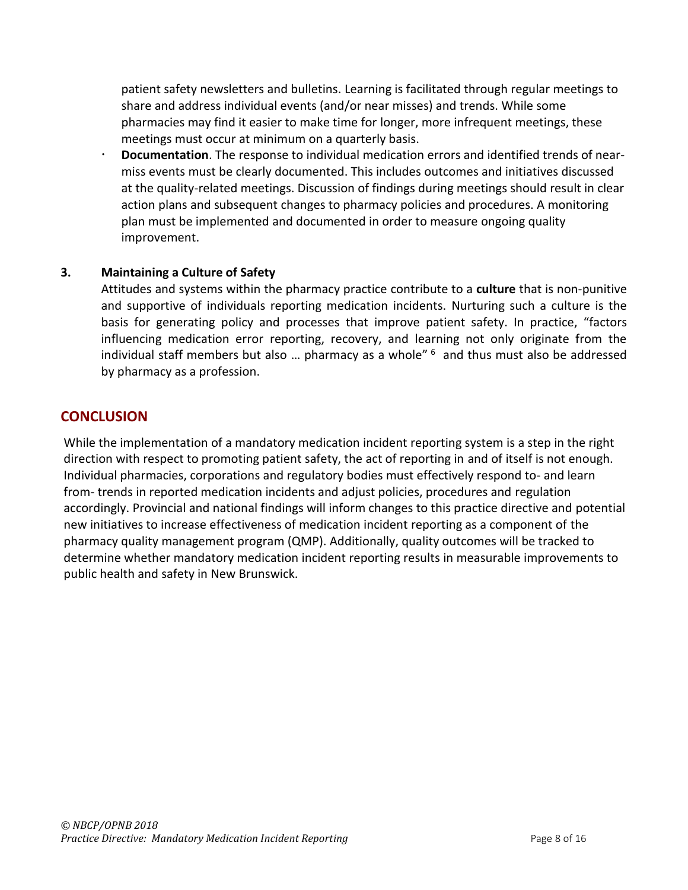patient safety newsletters and bulletins. Learning is facilitated through regular meetings to share and address individual events (and/or near misses) and trends. While some pharmacies may find it easier to make time for longer, more infrequent meetings, these meetings must occur at minimum on a quarterly basis.

- **Documentation**. The response to individual medication errors and identified trends of near-miss events must be clearly documented. This includes outcomes and initiatives discussed at the quality-related meetings. Discussion of findings during meetings should result in clear action plans and subsequent changes to pharmacy policies and procedures. A monitoring plan must be implemented and documented in order to measure ongoing quality improvement.

**3. Maintaining a Culture of Safety**

Attitudes and systems within the pharmacy practice contribute to a **culture** that is non-punitive and supportive of individuals reporting medication incidents. Nurturing such a culture is the basis for generating policy and processes that improve patient safety. In practice, "factors influencing medication error reporting, recovery, and learning not only originate from the individual staff members but also … pharmacy as a whole" [6] and thus must also be addressed by pharmacy as a profession.

## CONCLUSION

While the implementation of a mandatory medication incident reporting system is a step in the right direction with respect to promoting patient safety, the act of reporting in and of itself is not enough. Individual pharmacies, corporations and regulatory bodies must effectively respond to- and learn from- trends in reported medication incidents and adjust policies, procedures and regulation accordingly. Provincial and national findings will inform changes to this practice directive and potential new initiatives to increase effectiveness of medication incident reporting as a component of the pharmacy quality management program (QMP). Additionally, quality outcomes will be tracked to determine whether mandatory medication incident reporting results in measurable improvements to public health and safety in New Brunswick.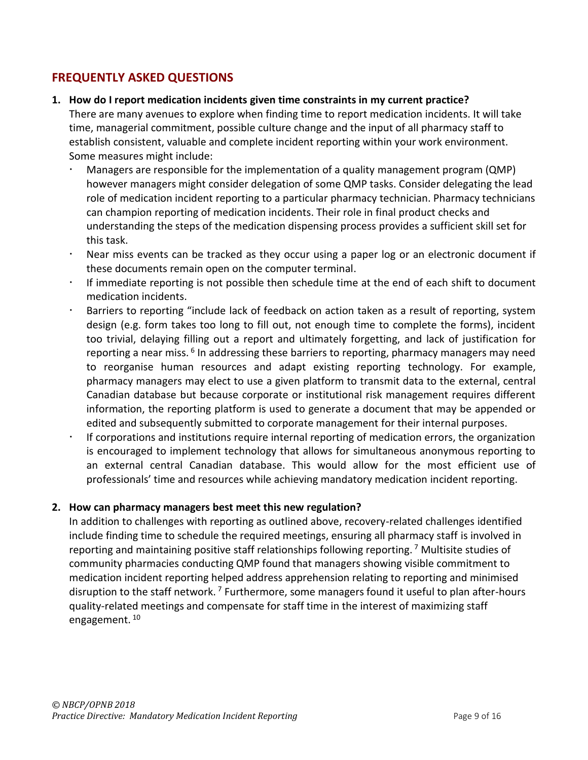## FREQUENTLY ASKED QUESTIONS

1. **How do I report medication incidents given time constraints in my current practice?**

   There are many avenues to explore when finding time to report medication incidents. It will take time, managerial commitment, possible culture change and the input of all pharmacy staff to establish consistent, valuable and complete incident reporting within your work environment. Some measures might include:

   - Managers are responsible for the implementation of a quality management program (QMP) however managers might consider delegation of some QMP tasks. Consider delegating the lead role of medication incident reporting to a particular pharmacy technician. Pharmacy technicians can champion reporting of medication incidents. Their role in final product checks and understanding the steps of the medication dispensing process provides a sufficient skill set for this task.
   - Near miss events can be tracked as they occur using a paper log or an electronic document if these documents remain open on the computer terminal.
   - If immediate reporting is not possible then schedule time at the end of each shift to document medication incidents.
   - Barriers to reporting "include lack of feedback on action taken as a result of reporting, system design (e.g. form takes too long to fill out, not enough time to complete the forms), incident too trivial, delaying filling out a report and ultimately forgetting, and lack of justification for reporting a near miss. [6] In addressing these barriers to reporting, pharmacy managers may need to reorganise human resources and adapt existing reporting technology. For example, pharmacy managers may elect to use a given platform to transmit data to the external, central Canadian database but because corporate or institutional risk management requires different information, the reporting platform is used to generate a document that may be appended or edited and subsequently submitted to corporate management for their internal purposes.
   - If corporations and institutions require internal reporting of medication errors, the organization is encouraged to implement technology that allows for simultaneous anonymous reporting to an external central Canadian database. This would allow for the most efficient use of professionals' time and resources while achieving mandatory medication incident reporting.

2. **How can pharmacy managers best meet this new regulation?**

   In addition to challenges with reporting as outlined above, recovery-related challenges identified include finding time to schedule the required meetings, ensuring all pharmacy staff is involved in reporting and maintaining positive staff relationships following reporting. [7] Multisite studies of community pharmacies conducting QMP found that managers showing visible commitment to medication incident reporting helped address apprehension relating to reporting and minimised disruption to the staff network. [7] Furthermore, some managers found it useful to plan after-hours quality-related meetings and compensate for staff time in the interest of maximizing staff engagement. [10]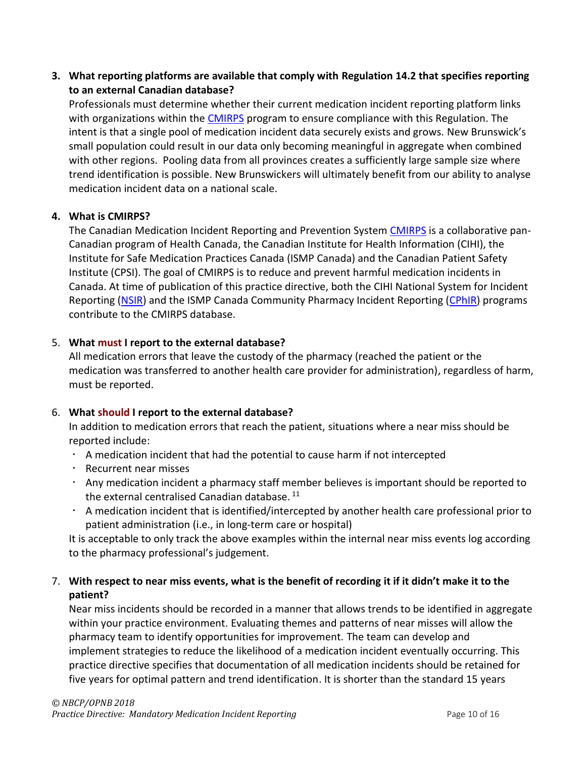3. **What reporting platforms are available that comply with Regulation 14.2 that specifies reporting to an external Canadian database?**

   Professionals must determine whether their current medication incident reporting platform links with organizations within the CMIRPS program to ensure compliance with this Regulation. The intent is that a single pool of medication incident data securely exists and grows. New Brunswick's small population could result in our data only becoming meaningful in aggregate when combined with other regions. Pooling data from all provinces creates a sufficiently large sample size where trend identification is possible. New Brunswickers will ultimately benefit from our ability to analyse medication incident data on a national scale.

4. **What is CMIRPS?**

   The Canadian Medication Incident Reporting and Prevention System CMIRPS is a collaborative pan-Canadian program of Health Canada, the Canadian Institute for Health Information (CIHI), the Institute for Safe Medication Practices Canada (ISMP Canada) and the Canadian Patient Safety Institute (CPSI). The goal of CMIRPS is to reduce and prevent harmful medication incidents in Canada. At time of publication of this practice directive, both the CIHI National System for Incident Reporting (NSIR) and the ISMP Canada Community Pharmacy Incident Reporting (CPhIR) programs contribute to the CMIRPS database.

5. **What must I report to the external database?**

   All medication errors that leave the custody of the pharmacy (reached the patient or the medication was transferred to another health care provider for administration), regardless of harm, must be reported.

6. **What should I report to the external database?**

   In addition to medication errors that reach the patient, situations where a near miss should be reported include:

   - A medication incident that had the potential to cause harm if not intercepted
   - Recurrent near misses
   - Any medication incident a pharmacy staff member believes is important should be reported to the external centralised Canadian database. [11]
   - A medication incident that is identified/intercepted by another health care professional prior to patient administration (i.e., in long-term care or hospital)

   It is acceptable to only track the above examples within the internal near miss events log according to the pharmacy professional's judgement.

7. **With respect to near miss events, what is the benefit of recording it if it didn't make it to the patient?**

   Near miss incidents should be recorded in a manner that allows trends to be identified in aggregate within your practice environment. Evaluating themes and patterns of near misses will allow the pharmacy team to identify opportunities for improvement. The team can develop and implement strategies to reduce the likelihood of a medication incident eventually occurring. This practice directive specifies that documentation of all medication incidents should be retained for five years for optimal pattern and trend identification. It is shorter than the standard 15 years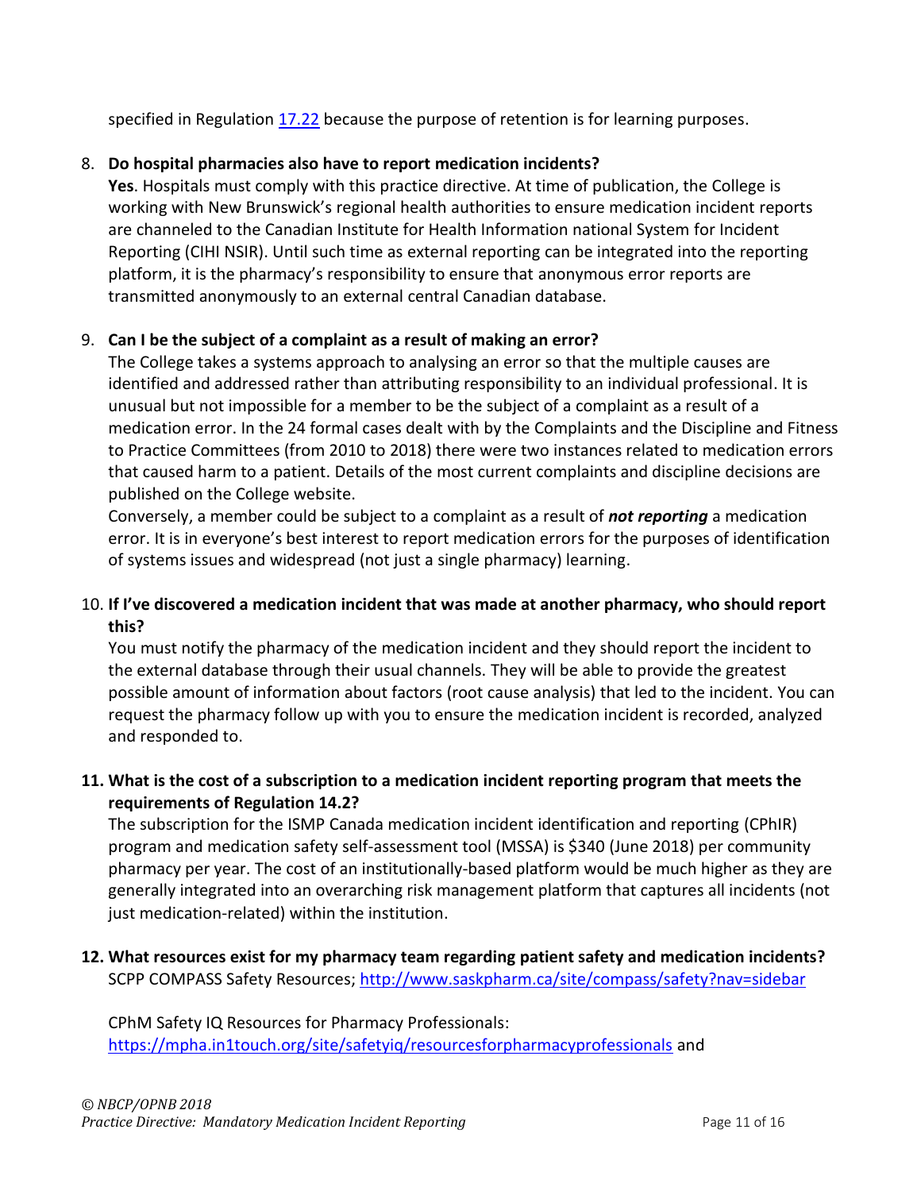specified in Regulation [17.22](17.22) because the purpose of retention is for learning purposes.

8. **Do hospital pharmacies also have to report medication incidents?**
   **Yes**. Hospitals must comply with this practice directive. At time of publication, the College is working with New Brunswick's regional health authorities to ensure medication incident reports are channeled to the Canadian Institute for Health Information national System for Incident Reporting (CIHI NSIR). Until such time as external reporting can be integrated into the reporting platform, it is the pharmacy's responsibility to ensure that anonymous error reports are transmitted anonymously to an external central Canadian database.

9. **Can I be the subject of a complaint as a result of making an error?**
   The College takes a systems approach to analysing an error so that the multiple causes are identified and addressed rather than attributing responsibility to an individual professional. It is unusual but not impossible for a member to be the subject of a complaint as a result of a medication error. In the 24 formal cases dealt with by the Complaints and the Discipline and Fitness to Practice Committees (from 2010 to 2018) there were two instances related to medication errors that caused harm to a patient. Details of the most current complaints and discipline decisions are published on the College website.
   Conversely, a member could be subject to a complaint as a result of ***not reporting*** a medication error. It is in everyone's best interest to report medication errors for the purposes of identification of systems issues and widespread (not just a single pharmacy) learning.

10. **If I've discovered a medication incident that was made at another pharmacy, who should report this?**
    You must notify the pharmacy of the medication incident and they should report the incident to the external database through their usual channels. They will be able to provide the greatest possible amount of information about factors (root cause analysis) that led to the incident. You can request the pharmacy follow up with you to ensure the medication incident is recorded, analyzed and responded to.

11. **What is the cost of a subscription to a medication incident reporting program that meets the requirements of Regulation 14.2?**
    The subscription for the ISMP Canada medication incident identification and reporting (CPhIR) program and medication safety self-assessment tool (MSSA) is $340 (June 2018) per community pharmacy per year. The cost of an institutionally-based platform would be much higher as they are generally integrated into an overarching risk management platform that captures all incidents (not just medication-related) within the institution.

12. **What resources exist for my pharmacy team regarding patient safety and medication incidents?**
    SCPP COMPASS Safety Resources; http://www.saskpharm.ca/site/compass/safety?nav=sidebar

    CPhM Safety IQ Resources for Pharmacy Professionals:
    https://mpha.in1touch.org/site/safetyiq/resourcesforpharmacyprofessionals and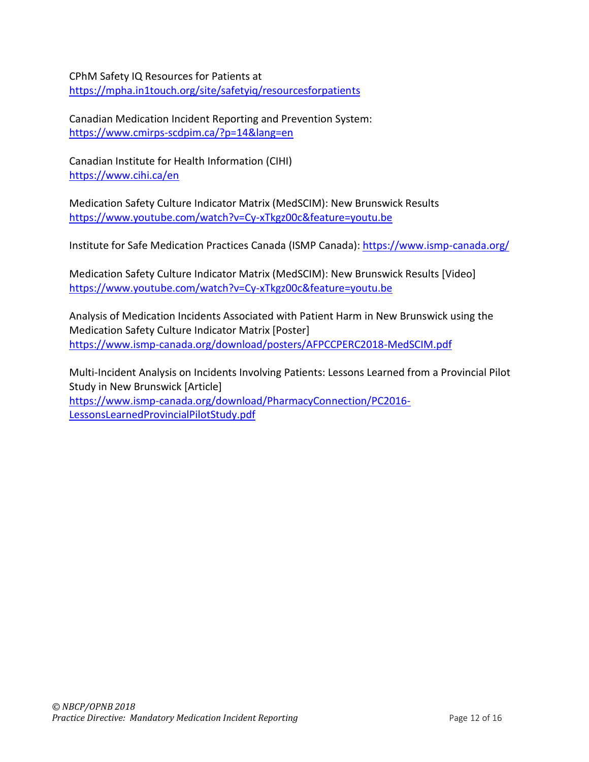CPhM Safety IQ Resources for Patients at
https://mpha.in1touch.org/site/safetyiq/resourcesforpatients

Canadian Medication Incident Reporting and Prevention System:
https://www.cmirps-scdpim.ca/?p=14&lang=en

Canadian Institute for Health Information (CIHI)
https://www.cihi.ca/en

Medication Safety Culture Indicator Matrix (MedSCIM): New Brunswick Results
https://www.youtube.com/watch?v=Cy-xTkgz00c&feature=youtu.be

Institute for Safe Medication Practices Canada (ISMP Canada): https://www.ismp-canada.org/

Medication Safety Culture Indicator Matrix (MedSCIM): New Brunswick Results [Video]
https://www.youtube.com/watch?v=Cy-xTkgz00c&feature=youtu.be

Analysis of Medication Incidents Associated with Patient Harm in New Brunswick using the Medication Safety Culture Indicator Matrix [Poster]
https://www.ismp-canada.org/download/posters/AFPCCPERC2018-MedSCIM.pdf

Multi-Incident Analysis on Incidents Involving Patients: Lessons Learned from a Provincial Pilot Study in New Brunswick [Article]
https://www.ismp-canada.org/download/PharmacyConnection/PC2016-LessonsLearnedProvincialPilotStudy.pdf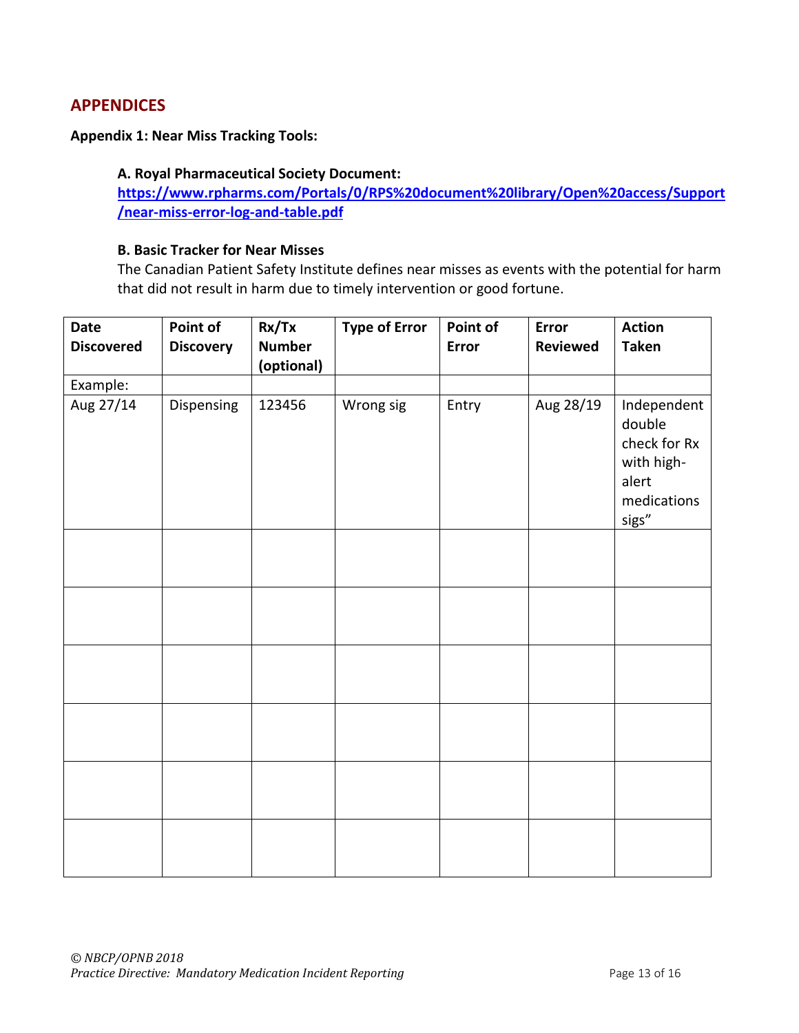## APPENDICES

**Appendix 1: Near Miss Tracking Tools:**

**A. Royal Pharmaceutical Society Document:**
[https://www.rpharms.com/Portals/0/RPS%20document%20library/Open%20access/Support/near-miss-error-log-and-table.pdf](https://www.rpharms.com/Portals/0/RPS%20document%20library/Open%20access/Support/near-miss-error-log-and-table.pdf)

**B. Basic Tracker for Near Misses**

The Canadian Patient Safety Institute defines near misses as events with the potential for harm that did not result in harm due to timely intervention or good fortune.

| Date Discovered | Point of Discovery | Rx/Tx Number (optional) | Type of Error | Point of Error | Error Reviewed | Action Taken |
|---|---|---|---|---|---|---|
| Example: | | | | | | |
| Aug 27/14 | Dispensing | 123456 | Wrong sig | Entry | Aug 28/19 | Independent double check for Rx with high-alert medications sigs” |
| | | | | | | |
| | | | | | | |
| | | | | | | |
| | | | | | | |
| | | | | | | |
| | | | | | | |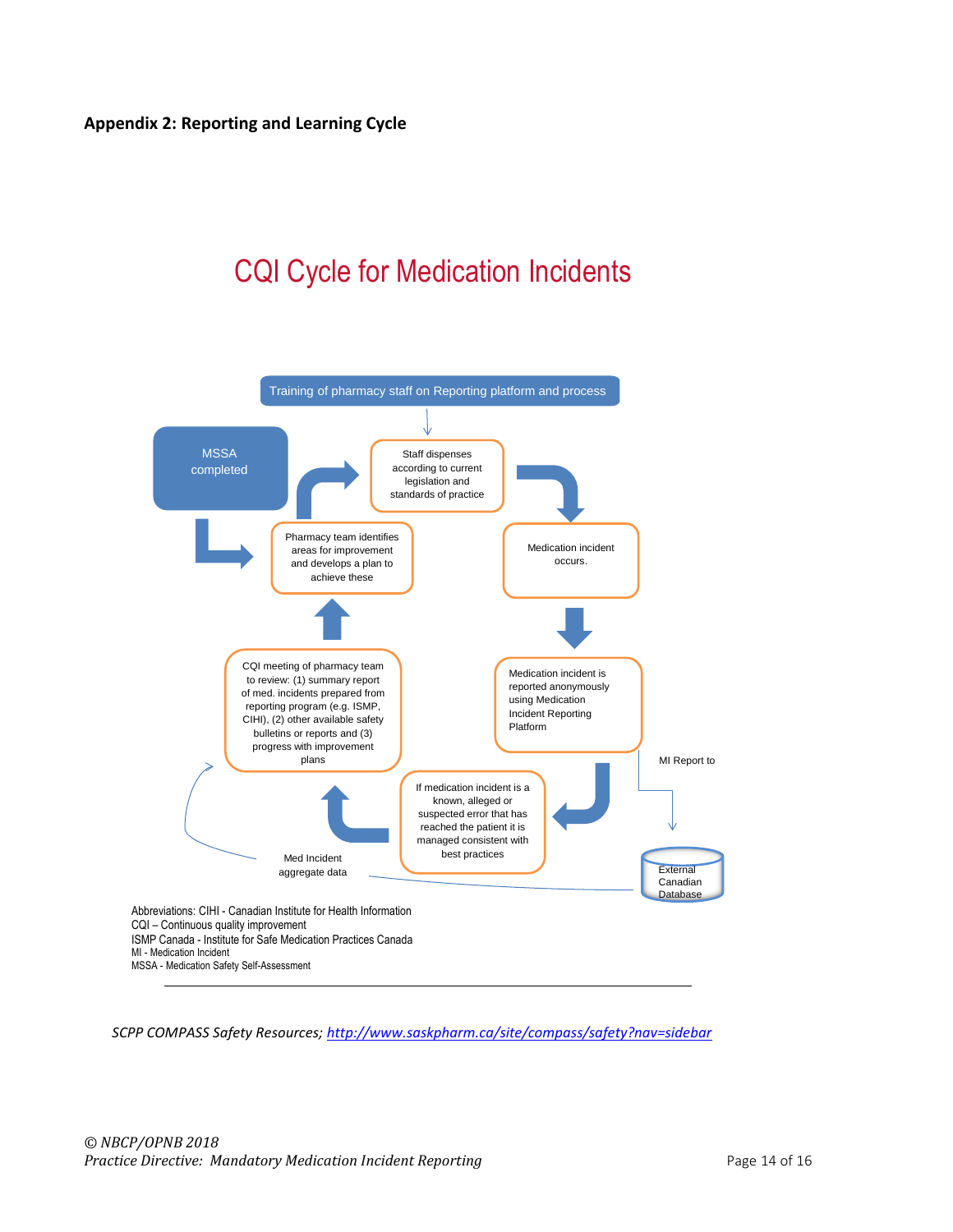**Appendix 2: Reporting and Learning Cycle**

## CQI Cycle for Medication Incidents

Training of pharmacy staff on Reporting platform and process

MSSA completed

Staff dispenses according to current legislation and standards of practice

Medication incident occurs.

Medication incident is reported anonymously using Medication Incident Reporting Platform

MI Report to

External Canadian Database

If medication incident is a known, alleged or suspected error that has reached the patient it is managed consistent with best practices

Med Incident aggregate data

CQI meeting of pharmacy team to review: (1) summary report of med. incidents prepared from reporting program (e.g. ISMP, CIHI), (2) other available safety bulletins or reports and (3) progress with improvement plans

Pharmacy team identifies areas for improvement and develops a plan to achieve these

Abbreviations: CIHI - Canadian Institute for Health Information
CQI – Continuous quality improvement
ISMP Canada - Institute for Safe Medication Practices Canada
MI - Medication Incident
MSSA - Medication Safety Self-Assessment

---

*SCPP COMPASS Safety Resources; [http://www.saskpharm.ca/site/compass/safety?nav=sidebar](http://www.saskpharm.ca/site/compass/safety?nav=sidebar)*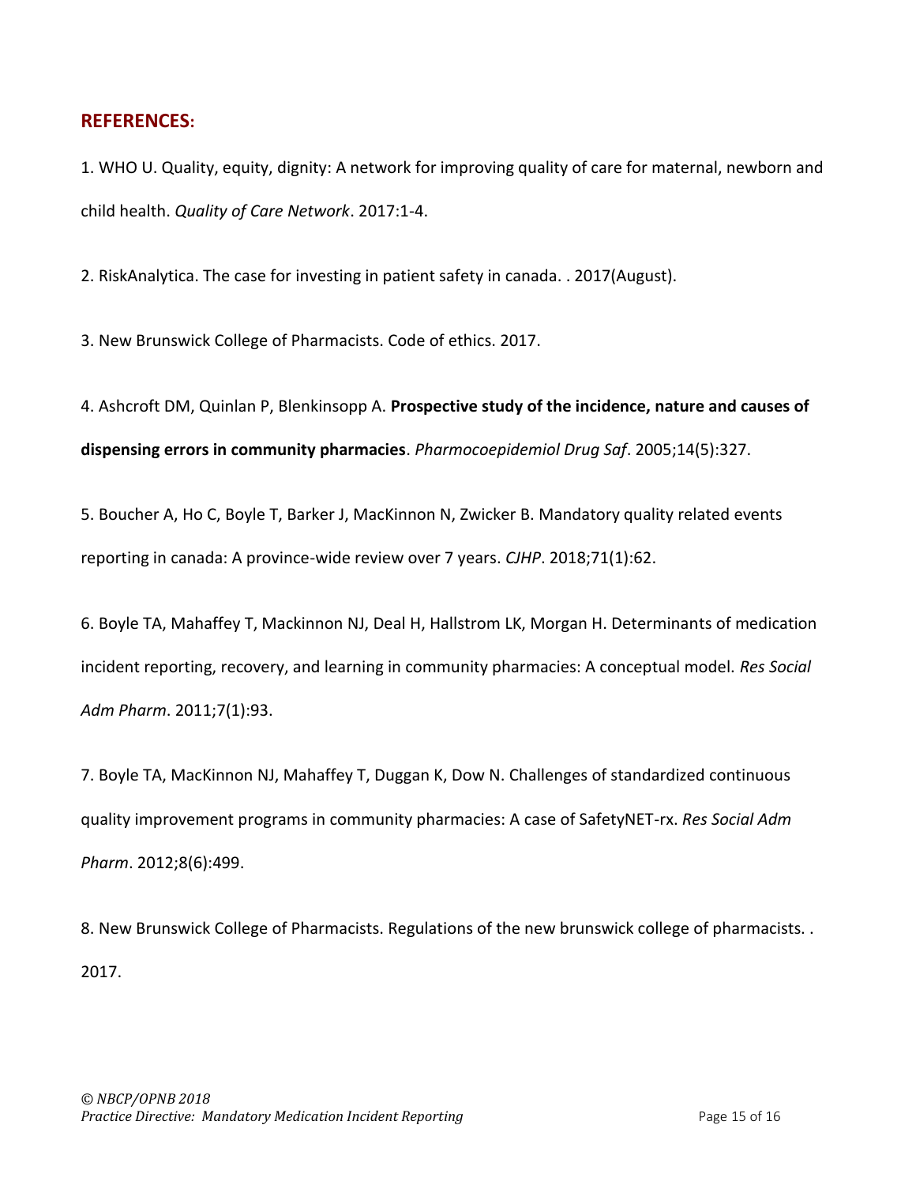## REFERENCES:

1. WHO U. Quality, equity, dignity: A network for improving quality of care for maternal, newborn and child health. *Quality of Care Network*. 2017:1-4.

2. RiskAnalytica. The case for investing in patient safety in canada. . 2017(August).

3. New Brunswick College of Pharmacists. Code of ethics. 2017.

4. Ashcroft DM, Quinlan P, Blenkinsopp A. **Prospective study of the incidence, nature and causes of dispensing errors in community pharmacies**. *Pharmocoepidemiol Drug Saf*. 2005;14(5):327.

5. Boucher A, Ho C, Boyle T, Barker J, MacKinnon N, Zwicker B. Mandatory quality related events reporting in canada: A province-wide review over 7 years. *CJHP*. 2018;71(1):62.

6. Boyle TA, Mahaffey T, Mackinnon NJ, Deal H, Hallstrom LK, Morgan H. Determinants of medication incident reporting, recovery, and learning in community pharmacies: A conceptual model. *Res Social Adm Pharm*. 2011;7(1):93.

7. Boyle TA, MacKinnon NJ, Mahaffey T, Duggan K, Dow N. Challenges of standardized continuous quality improvement programs in community pharmacies: A case of SafetyNET-rx. *Res Social Adm Pharm*. 2012;8(6):499.

8. New Brunswick College of Pharmacists. Regulations of the new brunswick college of pharmacists. . 2017.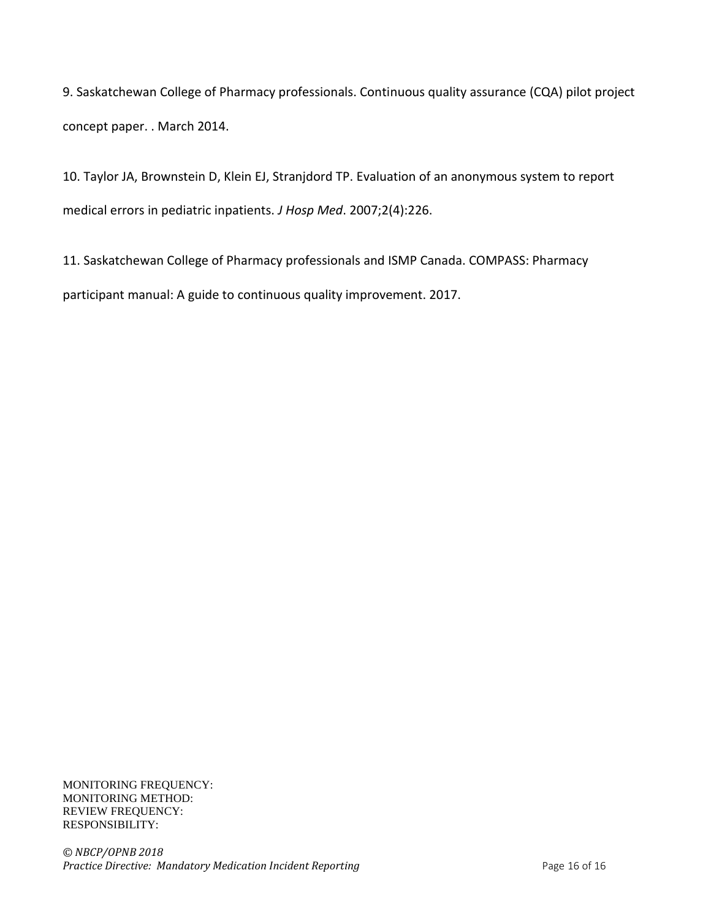9. Saskatchewan College of Pharmacy professionals. Continuous quality assurance (CQA) pilot project concept paper. . March 2014.

10. Taylor JA, Brownstein D, Klein EJ, Stranjdord TP. Evaluation of an anonymous system to report medical errors in pediatric inpatients. *J Hosp Med*. 2007;2(4):226.

11. Saskatchewan College of Pharmacy professionals and ISMP Canada. COMPASS: Pharmacy participant manual: A guide to continuous quality improvement. 2017.

MONITORING FREQUENCY:
MONITORING METHOD:
REVIEW FREQUENCY:
RESPONSIBILITY:

*© NBCP/OPNB 2018*
*Practice Directive: Mandatory Medication Incident Reporting*